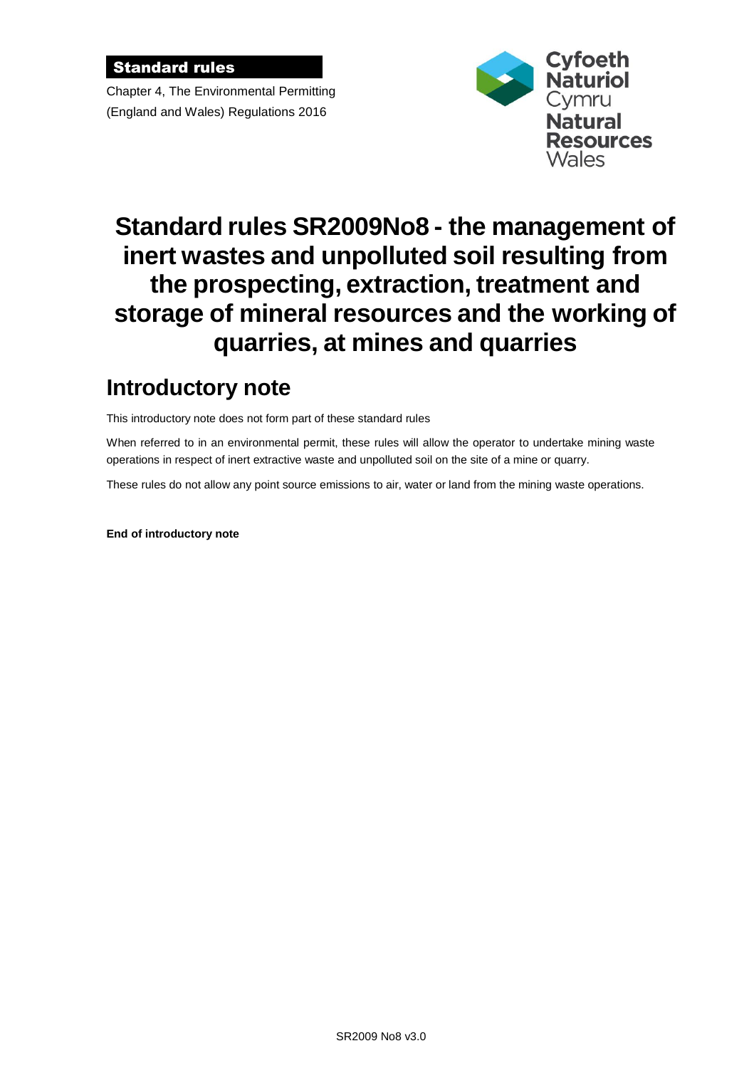**Standard rules**

Chapter 4, The Environmental Permitting (England and Wales) Regulations 2016

# Standard rules SR2009No8 - the management of inert wastes and unpolluted soil resulting from the prospecting, extraction, treatment and storage of mineral resources and the working of quarries, at mines and quarries

## Introductory note

This introductory note does not form part of these standard rules

When referred to in an environmental permit, these rules will allow the operator to undertake mining waste operations in respect of inert extractive waste and unpolluted soil on the site of a mine or quarry.

These rules do not allow any point source emissions to air, water or land from the mining waste operations.

**End of introductory note**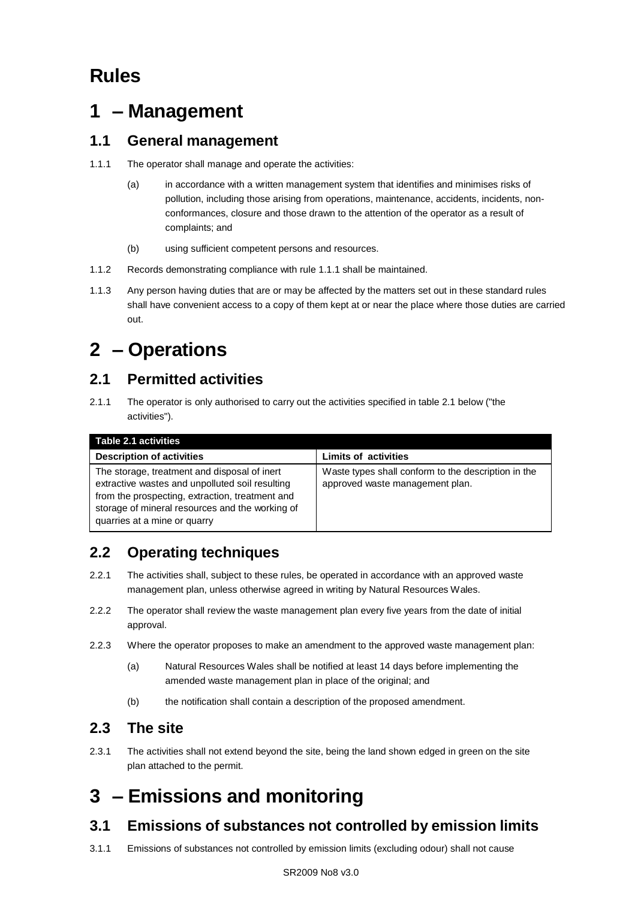# Rules

# 1 – Management

## 1.1 General management

1.1.1 The operator shall manage and operate the activities:

(a) in accordance with a written management system that identifies and minimises risks of pollution, including those arising from operations, maintenance, accidents, incidents, non-conformances, closure and those drawn to the attention of the operator as a result of complaints; and

(b) using sufficient competent persons and resources.

1.1.2 Records demonstrating compliance with rule 1.1.1 shall be maintained.

1.1.3 Any person having duties that are or may be affected by the matters set out in these standard rules shall have convenient access to a copy of them kept at or near the place where those duties are carried out.

# 2 – Operations

## 2.1 Permitted activities

2.1.1 The operator is only authorised to carry out the activities specified in table 2.1 below ("the activities").

| Table 2.1 activities | |
|---|---|
| **Description of activities** | **Limits of activities** |
| The storage, treatment and disposal of inert extractive wastes and unpolluted soil resulting from the prospecting, extraction, treatment and storage of mineral resources and the working of quarries at a mine or quarry | Waste types shall conform to the description in the approved waste management plan. |

## 2.2 Operating techniques

2.2.1 The activities shall, subject to these rules, be operated in accordance with an approved waste management plan, unless otherwise agreed in writing by Natural Resources Wales.

2.2.2 The operator shall review the waste management plan every five years from the date of initial approval.

2.2.3 Where the operator proposes to make an amendment to the approved waste management plan:

(a) Natural Resources Wales shall be notified at least 14 days before implementing the amended waste management plan in place of the original; and

(b) the notification shall contain a description of the proposed amendment.

## 2.3 The site

2.3.1 The activities shall not extend beyond the site, being the land shown edged in green on the site plan attached to the permit.

# 3 – Emissions and monitoring

## 3.1 Emissions of substances not controlled by emission limits

3.1.1 Emissions of substances not controlled by emission limits (excluding odour) shall not cause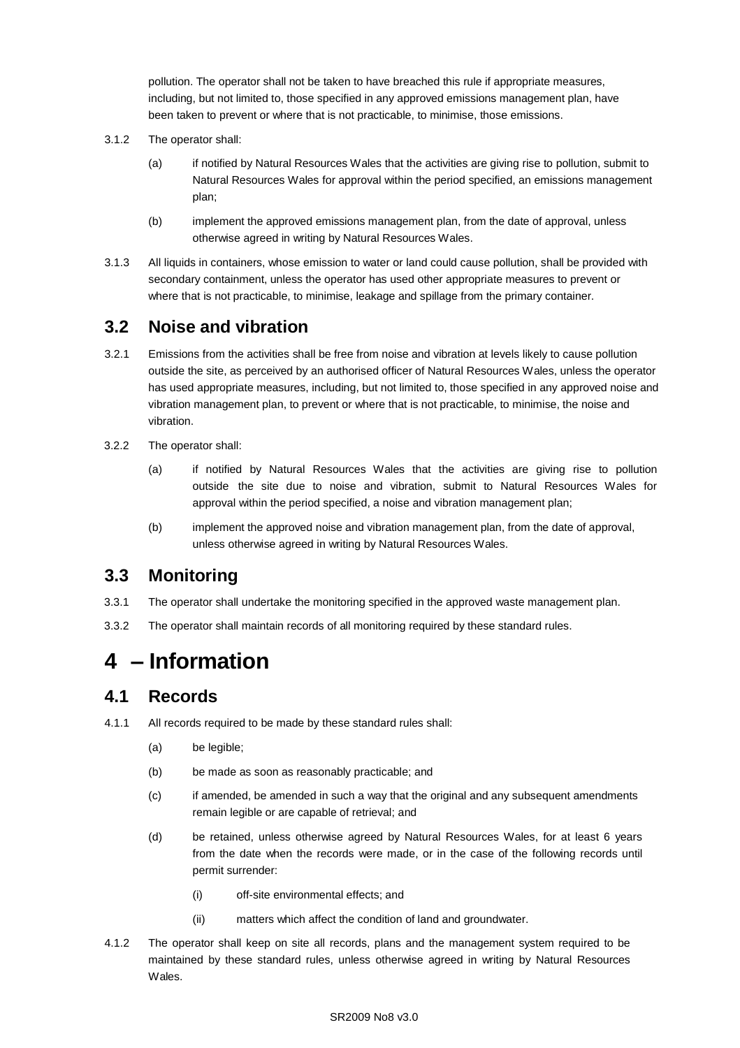pollution. The operator shall not be taken to have breached this rule if appropriate measures, including, but not limited to, those specified in any approved emissions management plan, have been taken to prevent or where that is not practicable, to minimise, those emissions.

3.1.2 The operator shall:

(a) if notified by Natural Resources Wales that the activities are giving rise to pollution, submit to Natural Resources Wales for approval within the period specified, an emissions management plan;

(b) implement the approved emissions management plan, from the date of approval, unless otherwise agreed in writing by Natural Resources Wales.

3.1.3 All liquids in containers, whose emission to water or land could cause pollution, shall be provided with secondary containment, unless the operator has used other appropriate measures to prevent or where that is not practicable, to minimise, leakage and spillage from the primary container.

## 3.2 Noise and vibration

3.2.1 Emissions from the activities shall be free from noise and vibration at levels likely to cause pollution outside the site, as perceived by an authorised officer of Natural Resources Wales, unless the operator has used appropriate measures, including, but not limited to, those specified in any approved noise and vibration management plan, to prevent or where that is not practicable, to minimise, the noise and vibration.

3.2.2 The operator shall:

(a) if notified by Natural Resources Wales that the activities are giving rise to pollution outside the site due to noise and vibration, submit to Natural Resources Wales for approval within the period specified, a noise and vibration management plan;

(b) implement the approved noise and vibration management plan, from the date of approval, unless otherwise agreed in writing by Natural Resources Wales.

## 3.3 Monitoring

3.3.1 The operator shall undertake the monitoring specified in the approved waste management plan.

3.3.2 The operator shall maintain records of all monitoring required by these standard rules.

# 4 – Information

## 4.1 Records

4.1.1 All records required to be made by these standard rules shall:

(a) be legible;

(b) be made as soon as reasonably practicable; and

(c) if amended, be amended in such a way that the original and any subsequent amendments remain legible or are capable of retrieval; and

(d) be retained, unless otherwise agreed by Natural Resources Wales, for at least 6 years from the date when the records were made, or in the case of the following records until permit surrender:

(i) off-site environmental effects; and

(ii) matters which affect the condition of land and groundwater.

4.1.2 The operator shall keep on site all records, plans and the management system required to be maintained by these standard rules, unless otherwise agreed in writing by Natural Resources Wales.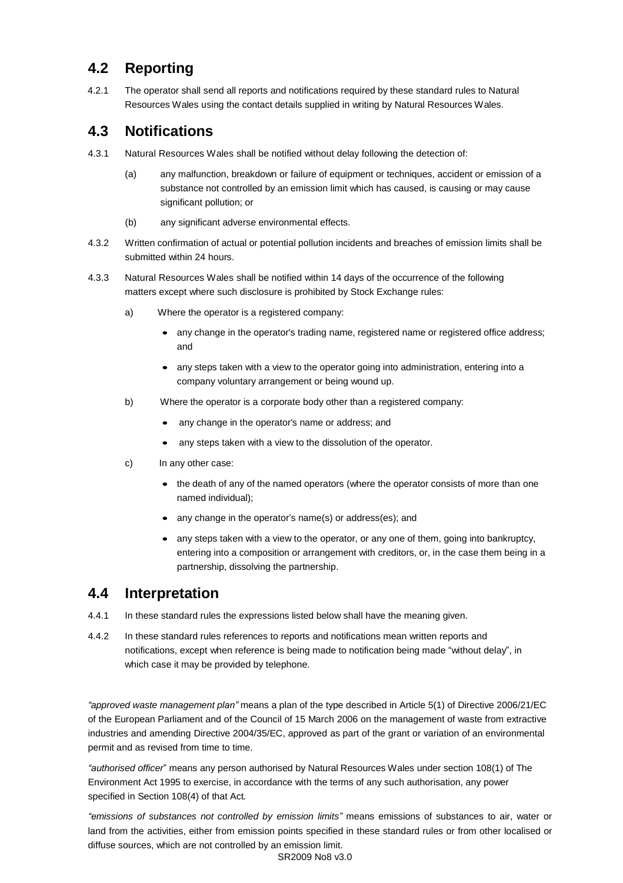## 4.2 Reporting

4.2.1 The operator shall send all reports and notifications required by these standard rules to Natural Resources Wales using the contact details supplied in writing by Natural Resources Wales.

## 4.3 Notifications

4.3.1 Natural Resources Wales shall be notified without delay following the detection of:

(a) any malfunction, breakdown or failure of equipment or techniques, accident or emission of a substance not controlled by an emission limit which has caused, is causing or may cause significant pollution; or

(b) any significant adverse environmental effects.

4.3.2 Written confirmation of actual or potential pollution incidents and breaches of emission limits shall be submitted within 24 hours.

4.3.3 Natural Resources Wales shall be notified within 14 days of the occurrence of the following matters except where such disclosure is prohibited by Stock Exchange rules:

a) Where the operator is a registered company:

- any change in the operator's trading name, registered name or registered office address; and
- any steps taken with a view to the operator going into administration, entering into a company voluntary arrangement or being wound up.

b) Where the operator is a corporate body other than a registered company:

- any change in the operator's name or address; and
- any steps taken with a view to the dissolution of the operator.

c) In any other case:

- the death of any of the named operators (where the operator consists of more than one named individual);
- any change in the operator's name(s) or address(es); and
- any steps taken with a view to the operator, or any one of them, going into bankruptcy, entering into a composition or arrangement with creditors, or, in the case them being in a partnership, dissolving the partnership.

## 4.4 Interpretation

4.4.1 In these standard rules the expressions listed below shall have the meaning given.

4.4.2 In these standard rules references to reports and notifications mean written reports and notifications, except when reference is being made to notification being made "without delay", in which case it may be provided by telephone.

*"approved waste management plan"* means a plan of the type described in Article 5(1) of Directive 2006/21/EC of the European Parliament and of the Council of 15 March 2006 on the management of waste from extractive industries and amending Directive 2004/35/EC, approved as part of the grant or variation of an environmental permit and as revised from time to time.

*"authorised officer"* means any person authorised by Natural Resources Wales under section 108(1) of The Environment Act 1995 to exercise, in accordance with the terms of any such authorisation, any power specified in Section 108(4) of that Act.

*"emissions of substances not controlled by emission limits"* means emissions of substances to air, water or land from the activities, either from emission points specified in these standard rules or from other localised or diffuse sources, which are not controlled by an emission limit.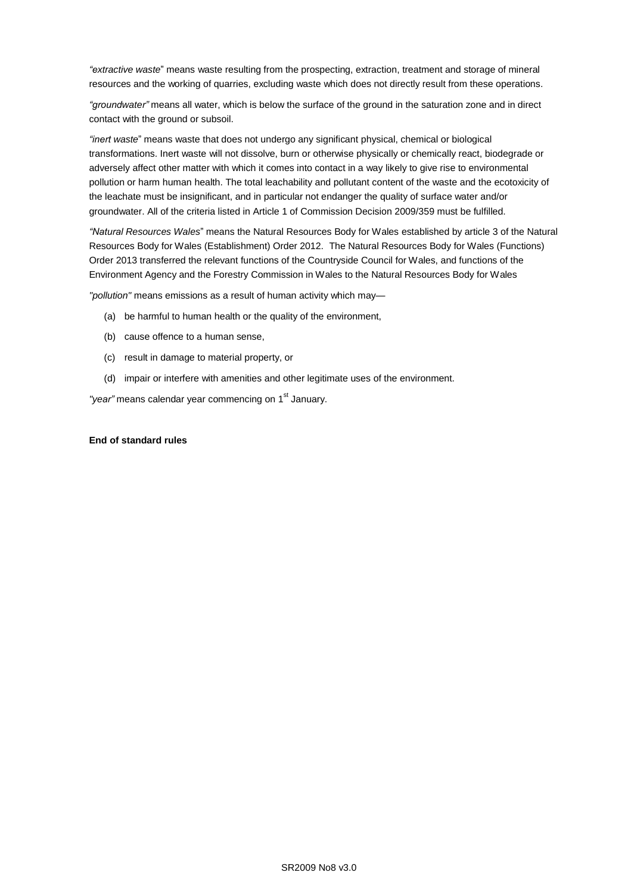*"extractive waste*" means waste resulting from the prospecting, extraction, treatment and storage of mineral resources and the working of quarries, excluding waste which does not directly result from these operations.

*"groundwater"* means all water, which is below the surface of the ground in the saturation zone and in direct contact with the ground or subsoil.

*"inert waste*" means waste that does not undergo any significant physical, chemical or biological transformations. Inert waste will not dissolve, burn or otherwise physically or chemically react, biodegrade or adversely affect other matter with which it comes into contact in a way likely to give rise to environmental pollution or harm human health. The total leachability and pollutant content of the waste and the ecotoxicity of the leachate must be insignificant, and in particular not endanger the quality of surface water and/or groundwater. All of the criteria listed in Article 1 of Commission Decision 2009/359 must be fulfilled.

*"Natural Resources Wales*" means the Natural Resources Body for Wales established by article 3 of the Natural Resources Body for Wales (Establishment) Order 2012. The Natural Resources Body for Wales (Functions) Order 2013 transferred the relevant functions of the Countryside Council for Wales, and functions of the Environment Agency and the Forestry Commission in Wales to the Natural Resources Body for Wales

*"pollution"* means emissions as a result of human activity which may—

(a) be harmful to human health or the quality of the environment,

(b) cause offence to a human sense,

(c) result in damage to material property, or

(d) impair or interfere with amenities and other legitimate uses of the environment.

*"year"* means calendar year commencing on 1st January.

**End of standard rules**